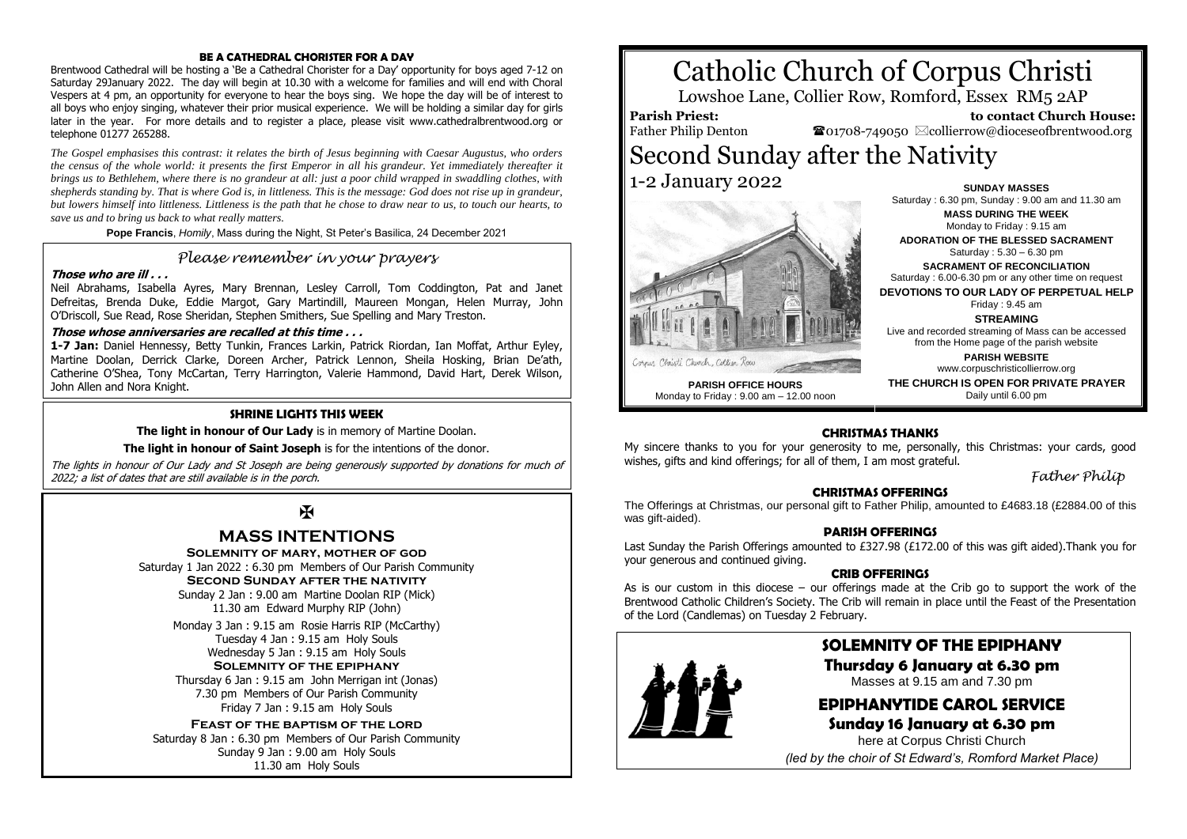#### BE A CATHEDRAL CHORISTER FOR A DAY

Brentwood Cathedral will be hosting a 'Be a Cathedral Chorister for a Day' opportunity for boys aged 7-12 on Saturday 29January 2022. The day will begin at 10.30 with a welcome for families and will end with Choral Vespers at 4 pm, an opportunity for everyone to hear the boys sing. We hope the day will be of interest to all boys who enjoy singing, whatever their prior musical experience. We will be holding a similar day for girls later in the year. For more details and to register a place, please visit www.cathedralbrentwood.org or telephone 01277 265288.

*The Gospel emphasises this contrast: it relates the birth of Jesus beginning with Caesar Augustus, who orders the census of the whole world: it presents the first Emperor in all his grandeur. Yet immediately thereafter it brings us to Bethlehem, where there is no grandeur at all: just a poor child wrapped in swaddling clothes, with shepherds standing by. That is where God is, in littleness. This is the message: God does not rise up in grandeur, but lowers himself into littleness. Littleness is the path that he chose to draw near to us, to touch our hearts, to save us and to bring us back to what really matters.*

**Pope Francis**, *Homily*, Mass during the Night, St Peter's Basilica, 24 December 2021

### *Please remember in your prayers*

***Those who are ill . . .***

Neil Abrahams, Isabella Ayres, Mary Brennan, Lesley Carroll, Tom Coddington, Pat and Janet Defreitas, Brenda Duke, Eddie Margot, Gary Martindill, Maureen Mongan, Helen Murray, John O'Driscoll, Sue Read, Rose Sheridan, Stephen Smithers, Sue Spelling and Mary Treston.

***Those whose anniversaries are recalled at this time . . .***

**1-7 Jan:** Daniel Hennessy, Betty Tunkin, Frances Larkin, Patrick Riordan, Ian Moffat, Arthur Eyley, Martine Doolan, Derrick Clarke, Doreen Archer, Patrick Lennon, Sheila Hosking, Brian De'ath, Catherine O'Shea, Tony McCartan, Terry Harrington, Valerie Hammond, David Hart, Derek Wilson, John Allen and Nora Knight.

#### SHRINE LIGHTS THIS WEEK

**The light in honour of Our Lady** is in memory of Martine Doolan.

**The light in honour of Saint Joseph** is for the intentions of the donor.

*The lights in honour of Our Lady and St Joseph are being generously supported by donations for much of 2022; a list of dates that are still available is in the porch.*

✠

## MASS INTENTIONS

**SOLEMNITY OF MARY, MOTHER OF GOD**
Saturday 1 Jan 2022 : 6.30 pm Members of Our Parish Community

**SECOND SUNDAY AFTER THE NATIVITY**
Sunday 2 Jan : 9.00 am Martine Doolan RIP (Mick)
11.30 am Edward Murphy RIP (John)

Monday 3 Jan : 9.15 am Rosie Harris RIP (McCarthy)
Tuesday 4 Jan : 9.15 am Holy Souls
Wednesday 5 Jan : 9.15 am Holy Souls

**SOLEMNITY OF THE EPIPHANY**
Thursday 6 Jan : 9.15 am John Merrigan int (Jonas)
7.30 pm Members of Our Parish Community
Friday 7 Jan : 9.15 am Holy Souls

**FEAST OF THE BAPTISM OF THE LORD**
Saturday 8 Jan : 6.30 pm Members of Our Parish Community
Sunday 9 Jan : 9.00 am Holy Souls
11.30 am Holy Souls

# Catholic Church of Corpus Christi

Lowshoe Lane, Collier Row, Romford, Essex RM5 2AP

**Parish Priest:** Father Philip Denton

**to contact Church House:** ☎01708-749050 ✉collierrow@dioceseofbrentwood.org

# Second Sunday after the Nativity

1-2 January 2022

**PARISH OFFICE HOURS**
Monday to Friday : 9.00 am – 12.00 noon

**SUNDAY MASSES**
Saturday : 6.30 pm, Sunday : 9.00 am and 11.30 am

**MASS DURING THE WEEK**
Monday to Friday : 9.15 am

**ADORATION OF THE BLESSED SACRAMENT**
Saturday : 5.30 – 6.30 pm

**SACRAMENT OF RECONCILIATION**
Saturday : 6.00-6.30 pm or any other time on request

**DEVOTIONS TO OUR LADY OF PERPETUAL HELP**
Friday : 9.45 am

**STREAMING**
Live and recorded streaming of Mass can be accessed from the Home page of the parish website

**PARISH WEBSITE**
www.corpuschristicollierrow.org

**THE CHURCH IS OPEN FOR PRIVATE PRAYER**
Daily until 6.00 pm

#### CHRISTMAS THANKS

My sincere thanks to you for your generosity to me, personally, this Christmas: your cards, good wishes, gifts and kind offerings; for all of them, I am most grateful.

*Father Philip*

#### CHRISTMAS OFFERINGS

The Offerings at Christmas, our personal gift to Father Philip, amounted to £4683.18 (£2884.00 of this was gift-aided).

#### PARISH OFFERINGS

Last Sunday the Parish Offerings amounted to £327.98 (£172.00 of this was gift aided).Thank you for your generous and continued giving.

#### CRIB OFFERINGS

As is our custom in this diocese – our offerings made at the Crib go to support the work of the Brentwood Catholic Children's Society. The Crib will remain in place until the Feast of the Presentation of the Lord (Candlemas) on Tuesday 2 February.

## SOLEMNITY OF THE EPIPHANY

**Thursday 6 January at 6.30 pm**

Masses at 9.15 am and 7.30 pm

## EPIPHANYTIDE CAROL SERVICE

**Sunday 16 January at 6.30 pm**

here at Corpus Christi Church

*(led by the choir of St Edward's, Romford Market Place)*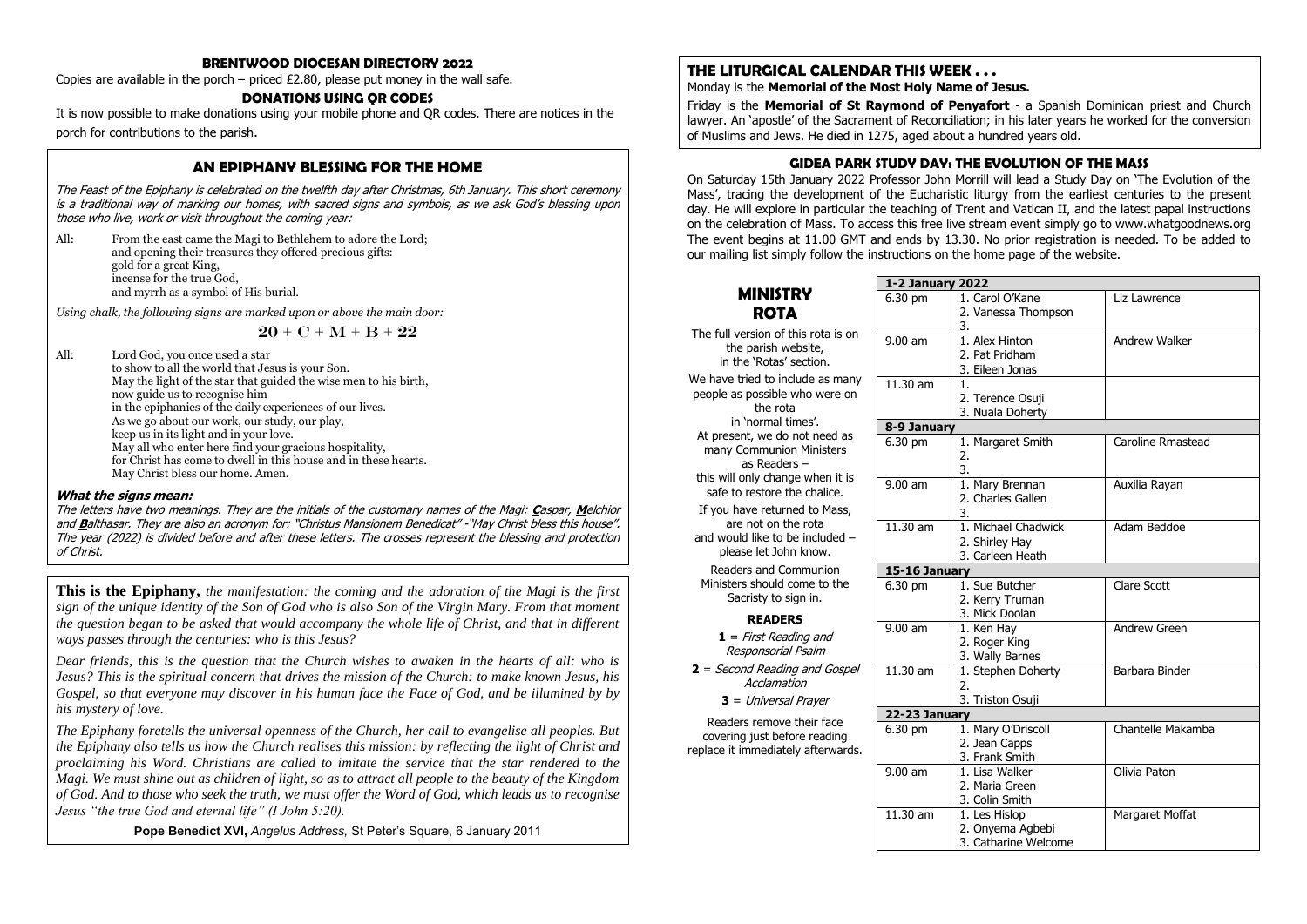## BRENTWOOD DIOCESAN DIRECTORY 2022

Copies are available in the porch – priced £2.80, please put money in the wall safe.

## DONATIONS USING QR CODES

It is now possible to make donations using your mobile phone and QR codes. There are notices in the porch for contributions to the parish.

## AN EPIPHANY BLESSING FOR THE HOME

*The Feast of the Epiphany is celebrated on the twelfth day after Christmas, 6th January. This short ceremony is a traditional way of marking our homes, with sacred signs and symbols, as we ask God's blessing upon those who live, work or visit throughout the coming year:*

All: From the east came the Magi to Bethlehem to adore the Lord;
and opening their treasures they offered precious gifts:
gold for a great King,
incense for the true God,
and myrrh as a symbol of His burial.

*Using chalk, the following signs are marked upon or above the main door:*

**20 + C + M + B + 22**

All: Lord God, you once used a star
to show to all the world that Jesus is your Son.
May the light of the star that guided the wise men to his birth,
now guide us to recognise him
in the epiphanies of the daily experiences of our lives.
As we go about our work, our study, our play,
keep us in its light and in your love.
May all who enter here find your gracious hospitality,
for Christ has come to dwell in this house and in these hearts.
May Christ bless our home. Amen.

### *What the signs mean:*

*The letters have two meanings. They are the initials of the customary names of the Magi: **C**aspar, **M**elchior and **B**althasar. They are also an acronym for: "Christus Mansionem Benedicat" -"May Christ bless this house". The year (2022) is divided before and after these letters. The crosses represent the blessing and protection of Christ.*

**This is the Epiphany,** *the manifestation: the coming and the adoration of the Magi is the first sign of the unique identity of the Son of God who is also Son of the Virgin Mary. From that moment the question began to be asked that would accompany the whole life of Christ, and that in different ways passes through the centuries: who is this Jesus?*

*Dear friends, this is the question that the Church wishes to awaken in the hearts of all: who is Jesus? This is the spiritual concern that drives the mission of the Church: to make known Jesus, his Gospel, so that everyone may discover in his human face the Face of God, and be illumined by his mystery of love.*

*The Epiphany foretells the universal openness of the Church, her call to evangelise all peoples. But the Epiphany also tells us how the Church realises this mission: by reflecting the light of Christ and proclaiming his Word. Christians are called to imitate the service that the star rendered to the Magi. We must shine out as children of light, so as to attract all people to the beauty of the Kingdom of God. And to those who seek the truth, we must offer the Word of God, which leads us to recognise Jesus "the true God and eternal life" (I John 5:20).*

**Pope Benedict XVI,** *Angelus Address,* St Peter's Square, 6 January 2011

## THE LITURGICAL CALENDAR THIS WEEK . . .

Monday is the **Memorial of the Most Holy Name of Jesus.**

Friday is the **Memorial of St Raymond of Penyafort** - a Spanish Dominican priest and Church lawyer. An 'apostle' of the Sacrament of Reconciliation; in his later years he worked for the conversion of Muslims and Jews. He died in 1275, aged about a hundred years old.

## GIDEA PARK STUDY DAY: THE EVOLUTION OF THE MASS

On Saturday 15th January 2022 Professor John Morrill will lead a Study Day on 'The Evolution of the Mass', tracing the development of the Eucharistic liturgy from the earliest centuries to the present day. He will explore in particular the teaching of Trent and Vatican II, and the latest papal instructions on the celebration of Mass. To access this free live stream event simply go to www.whatgoodnews.org The event begins at 11.00 GMT and ends by 13.30. No prior registration is needed. To be added to our mailing list simply follow the instructions on the home page of the website.

## MINISTRY ROTA

The full version of this rota is on the parish website, in the 'Rotas' section.

We have tried to include as many people as possible who were on the rota in 'normal times'.

At present, we do not need as many Communion Ministers as Readers – this will only change when it is safe to restore the chalice.

If you have returned to Mass, are not on the rota and would like to be included – please let John know.

Readers and Communion Ministers should come to the Sacristy to sign in.

### READERS

**1** = *First Reading and Responsial Psalm*

**2** = *Second Reading and Gospel Acclamation*

**3** = *Universal Prayer*

Readers remove their face covering just before reading replace it immediately afterwards.

| | | |
|---|---|---|
| **1-2 January 2022** | | |
| 6.30 pm | 1. Carol O'Kane<br>2. Vanessa Thompson<br>3. | Liz Lawrence |
| 9.00 am | 1. Alex Hinton<br>2. Pat Pridham<br>3. Eileen Jonas | Andrew Walker |
| 11.30 am | 1.<br>2. Terence Osuji<br>3. Nuala Doherty | |
| **8-9 January** | | |
| 6.30 pm | 1. Margaret Smith<br>2.<br>3. | Caroline Rmastead |
| 9.00 am | 1. Mary Brennan<br>2. Charles Gallen<br>3. | Auxilia Rayan |
| 11.30 am | 1. Michael Chadwick<br>2. Shirley Hay<br>3. Carleen Heath | Adam Beddoe |
| **15-16 January** | | |
| 6.30 pm | 1. Sue Butcher<br>2. Kerry Truman<br>3. Mick Doolan | Clare Scott |
| 9.00 am | 1. Ken Hay<br>2. Roger King<br>3. Wally Barnes | Andrew Green |
| 11.30 am | 1. Stephen Doherty<br>2.<br>3. Triston Osuji | Barbara Binder |
| **22-23 January** | | |
| 6.30 pm | 1. Mary O'Driscoll<br>2. Jean Capps<br>3. Frank Smith | Chantelle Makamba |
| 9.00 am | 1. Lisa Walker<br>2. Maria Green<br>3. Colin Smith | Olivia Paton |
| 11.30 am | 1. Les Hislop<br>2. Onyema Agbebi<br>3. Catharine Welcome | Margaret Moffat |